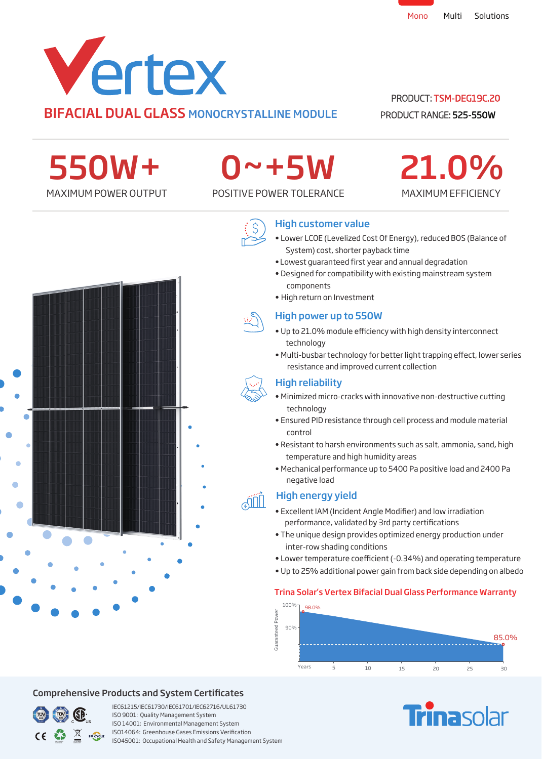Mono Multi Solutions

# Vertex

## BIFACIAL DUAL GLASS MONOCRYSTALLINE MODULE

PRODUCT: TSM-DEG19C.20

PRODUCT RANGE: 525-550W

**550W+**
MAXIMUM POWER OUTPUT

**0~+5W**
POSITIVE POWER TOLERANCE

**21.0%**
MAXIMUM EFFICIENCY

### High customer value

- Lower LCOE (Levelized Cost Of Energy), reduced BOS (Balance of System) cost, shorter payback time
- Lowest guaranteed first year and annual degradation
- Designed for compatibility with existing mainstream system components
- High return on Investment

### High power up to 550W

- Up to 21.0% module efficiency with high density interconnect technology
- Multi-busbar technology for better light trapping effect, lower series resistance and improved current collection

### High reliability

- Minimized micro-cracks with innovative non-destructive cutting technology
- Ensured PID resistance through cell process and module material control
- Resistant to harsh environments such as salt, ammonia, sand, high temperature and high humidity areas
- Mechanical performance up to 5400 Pa positive load and 2400 Pa negative load

### High energy yield

- Excellent IAM (Incident Angle Modifier) and low irradiation performance, validated by 3rd party certifications
- The unique design provides optimized energy production under inter-row shading conditions
- Lower temperature coefficient (-0.34%) and operating temperature
- Up to 25% additional power gain from back side depending on albedo

### Trina Solar's Vertex Bifacial Dual Glass Performance Warranty

Guaranteed Power: 100%, 90%; 98.0% (Year 1) → 85.0% (Year 30)

Years: 5, 10, 15, 20, 25, 30

## Comprehensive Products and System Certificates

IEC61215/IEC61730/IEC61701/IEC62716/UL61730
ISO 9001: Quality Management System
ISO 14001: Environmental Management System
ISO14064: Greenhouse Gases Emissions Verification
ISO45001: Occupational Health and Safety Management System

Trinasolar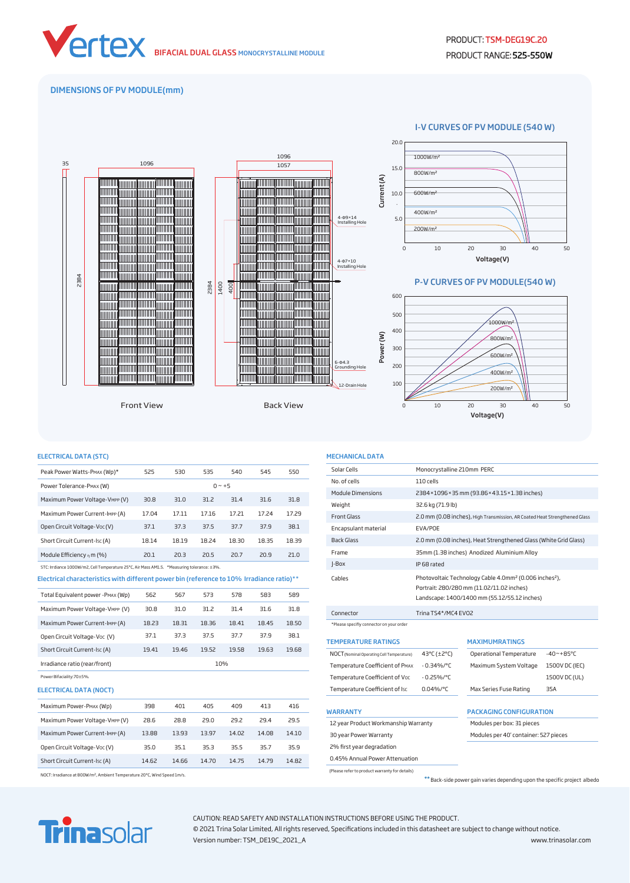# Vertex BIFACIAL DUAL GLASS MONOCRYSTALLINE MODULE

PRODUCT: TSM-DEG19C.20

PRODUCT RANGE: 525-550W

## DIMENSIONS OF PV MODULE(mm)

35
1096
2384
Front View

1096
1057
2384
1400
400
4-Φ9×14 Installing Hole
4-Φ7×10 Installing Hole
6-Φ4.3 Grounding Hole
12-Drain Hole
Back View

## I-V CURVES OF PV MODULE (540 W)

Current (A)
20.0
15.0
10.0
5.0
1000W/m²
800W/m²
600W/m²
400W/m²
200W/m²
0 10 20 30 40 50
Voltage(V)

## P-V CURVES OF PV MODULE(540 W)

Power (W)
600
500
400
300
200
100
1000W/m²
800W/m²
600W/m²
400W/m²
200W/m²
0 10 20 30 40 50
Voltage(V)

## ELECTRICAL DATA (STC)

| | | | | | | |
|---|---|---|---|---|---|---|
| Peak Power Watts-$P_{MAX}$ (Wp)* | 525 | 530 | 535 | 540 | 545 | 550 |
| Power Tolerance-$P_{MAX}$ (W) | 0 ~ +5 | | | | | |
| Maximum Power Voltage-$V_{MPP}$ (V) | 30.8 | 31.0 | 31.2 | 31.4 | 31.6 | 31.8 |
| Maximum Power Current-$I_{MPP}$ (A) | 17.04 | 17.11 | 17.16 | 17.21 | 17.24 | 17.29 |
| Open Circuit Voltage-$V_{OC}$ (V) | 37.1 | 37.3 | 37.5 | 37.7 | 37.9 | 38.1 |
| Short Circuit Current-$I_{SC}$ (A) | 18.14 | 18.19 | 18.24 | 18.30 | 18.35 | 18.39 |
| Module Efficiency $\eta_m$ (%) | 20.1 | 20.3 | 20.5 | 20.7 | 20.9 | 21.0 |

STC: Irdiance 1000W/m2, Cell Temperature 25°C, Air Mass AM1.5. *Measuring tolerance: ±3%.

### Electrical characteristics with different power bin (reference to 10% Irradiance ratio)**

| | | | | | | |
|---|---|---|---|---|---|---|
| Total Equivalent power -$P_{MAX}$ (Wp) | 562 | 567 | 573 | 578 | 583 | 589 |
| Maximum Power Voltage-$V_{MPP}$ (V) | 30.8 | 31.0 | 31.2 | 31.4 | 31.6 | 31.8 |
| Maximum Power Current-$I_{MPP}$ (A) | 18.23 | 18.31 | 18.36 | 18.41 | 18.45 | 18.50 |
| Open Circuit Voltage-$V_{OC}$ (V) | 37.1 | 37.3 | 37.5 | 37.7 | 37.9 | 38.1 |
| Short Circuit Current-$I_{SC}$ (A) | 19.41 | 19.46 | 19.52 | 19.58 | 19.63 | 19.68 |
| Irradiance ratio (rear/front) | 10% | | | | | |

Power Bifaciality:70±5%.

## ELECTRICAL DATA (NOCT)

| | | | | | | |
|---|---|---|---|---|---|---|
| Maximum Power-$P_{MAX}$ (Wp) | 398 | 401 | 405 | 409 | 413 | 416 |
| Maximum Power Voltage-$V_{MPP}$ (V) | 28.6 | 28.8 | 29.0 | 29.2 | 29.4 | 29.5 |
| Maximum Power Current-$I_{MPP}$ (A) | 13.88 | 13.93 | 13.97 | 14.02 | 14.08 | 14.10 |
| Open Circuit Voltage-$V_{OC}$ (V) | 35.0 | 35.1 | 35.3 | 35.5 | 35.7 | 35.9 |
| Short Circuit Current-$I_{SC}$ (A) | 14.62 | 14.66 | 14.70 | 14.75 | 14.79 | 14.82 |

NOCT: Irradiance at 800W/m², Ambient Temperature 20°C, Wind Speed 1m/s.

## MECHANICAL DATA

| | |
|---|---|
| Solar Cells | Monocrystalline 210mm PERC |
| No. of cells | 110 cells |
| Module Dimensions | 2384×1096×35 mm (93.86×43.15×1.38 inches) |
| Weight | 32.6 kg (71.9 lb) |
| Front Glass | 2.0 mm (0.08 inches), High Transmission, AR Coated Heat Strengthened Glass |
| Encapsulant material | EVA/POE |
| Back Glass | 2.0 mm (0.08 inches), Heat Strengthened Glass (White Grid Glass) |
| Frame | 35mm (1.38 inches) Anodized Aluminium Alloy |
| J-Box | IP 68 rated |
| Cables | Photovoltaic Technology Cable 4.0mm² (0.006 inches²), Portrait: 280/280 mm (11.02/11.02 inches) Landscape: 1400/1400 mm (55.12/55.12 inches) |
| Connector | Trina TS4*/MC4 EVO2 |

*Please specify connector on your order

## TEMPERATURE RATINGS

| | |
|---|---|
| NOCT (Nominal Operating Cell Temperature) | 43°C (±2°C) |
| Temperature Coefficient of $P_{MAX}$ | - 0.34%/°C |
| Temperature Coefficient of $V_{OC}$ | - 0.25%/°C |
| Temperature Coefficient of $I_{SC}$ | 0.04%/°C |

## MAXIMUMRATINGS

| | |
|---|---|
| Operational Temperature | -40~+85°C |
| Maximum System Voltage | 1500V DC (IEC) |
| | 1500V DC (UL) |
| Max Series Fuse Rating | 35A |

## WARRANTY

12 year Product Workmanship Warranty

30 year Power Warranty

2% first year degradation

0.45% Annual Power Attenuation

(Please refer to product warranty for details)

## PACKAGING CONFIGURATION

Modules per box: 31 pieces

Modules per 40' container: 527 pieces

** Back-side power gain varies depending upon the specific project albedo

Trinasolar

CAUTION: READ SAFETY AND INSTALLATION INSTRUCTIONS BEFORE USING THE PRODUCT.

© 2021 Trina Solar Limited, All rights reserved, Specifications included in this datasheet are subject to change without notice.

Version number: TSM_DE19C_2021_A

www.trinasolar.com